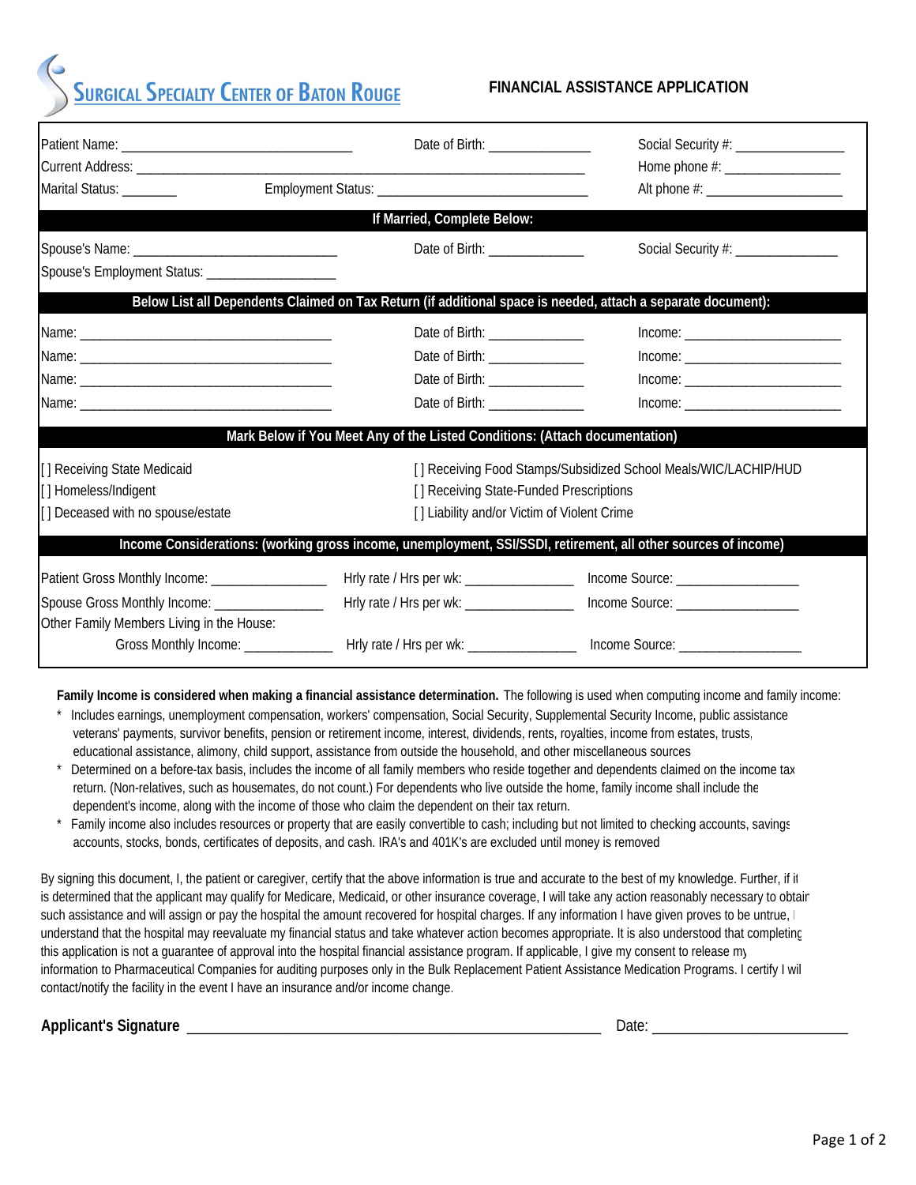# SURGICAL SPECIALTY CENTER OF BATON ROUGE

## FINANCIAL ASSISTANCE APPLICATION

Patient Name: _________________________________ Date of Birth: _______________ Social Security #: ________________

Current Address: _______________________________________________________________________ Home phone #: _________________

Marital Status: ________ Employment Status: _______________________________ Alt phone #: ____________________

**If Married, Complete Below:**

Spouse's Name: ______________________________ Date of Birth: ______________ Social Security #: _______________

Spouse's Employment Status: ___________________

**Below List all Dependents Claimed on Tax Return (if additional space is needed, attach a separate document):**

Name: ____________________________________ Date of Birth: ______________ Income: _______________________

Name: ____________________________________ Date of Birth: ______________ Income: _______________________

Name: ____________________________________ Date of Birth: ______________ Income: _______________________

Name: ____________________________________ Date of Birth: ______________ Income: _______________________

**Mark Below if You Meet Any of the Listed Conditions: (Attach documentation)**

[ ] Receiving State Medicaid

[ ] Homeless/Indigent

[ ] Deceased with no spouse/estate

[ ] Receiving Food Stamps/Subsidized School Meals/WIC/LACHIP/HUD

[ ] Receiving State-Funded Prescriptions

[ ] Liability and/or Victim of Violent Crime

**Income Considerations: (working gross income, unemployment, SSI/SSDI, retirement, all other sources of income)**

Patient Gross Monthly Income: _________________ Hrly rate / Hrs per wk: ________________ Income Source: __________________

Spouse Gross Monthly Income: ________________ Hrly rate / Hrs per wk: ________________ Income Source: __________________

Other Family Members Living in the House:

Gross Monthly Income: _____________ Hrly rate / Hrs per wk: ________________ Income Source: __________________

**Family Income is considered when making a financial assistance determination.** The following is used when computing income and family income:

* Includes earnings, unemployment compensation, workers' compensation, Social Security, Supplemental Security Income, public assistance veterans' payments, survivor benefits, pension or retirement income, interest, dividends, rents, royalties, income from estates, trusts, educational assistance, alimony, child support, assistance from outside the household, and other miscellaneous sources
* Determined on a before-tax basis, includes the income of all family members who reside together and dependents claimed on the income tax return. (Non-relatives, such as housemates, do not count.) For dependents who live outside the home, family income shall include the dependent's income, along with the income of those who claim the dependent on their tax return.
* Family income also includes resources or property that are easily convertible to cash; including but not limited to checking accounts, savings accounts, stocks, bonds, certificates of deposits, and cash. IRA's and 401K's are excluded until money is removed

By signing this document, I, the patient or caregiver, certify that the above information is true and accurate to the best of my knowledge. Further, if it is determined that the applicant may qualify for Medicare, Medicaid, or other insurance coverage, I will take any action reasonably necessary to obtain such assistance and will assign or pay the hospital the amount recovered for hospital charges. If any information I have given proves to be untrue, I understand that the hospital may reevaluate my financial status and take whatever action becomes appropriate. It is also understood that completing this application is not a guarantee of approval into the hospital financial assistance program. If applicable, I give my consent to release my information to Pharmaceutical Companies for auditing purposes only in the Bulk Replacement Patient Assistance Medication Programs. I certify I will contact/notify the facility in the event I have an insurance and/or income change.

**Applicant's Signature** _______________________________________________________ Date: __________________________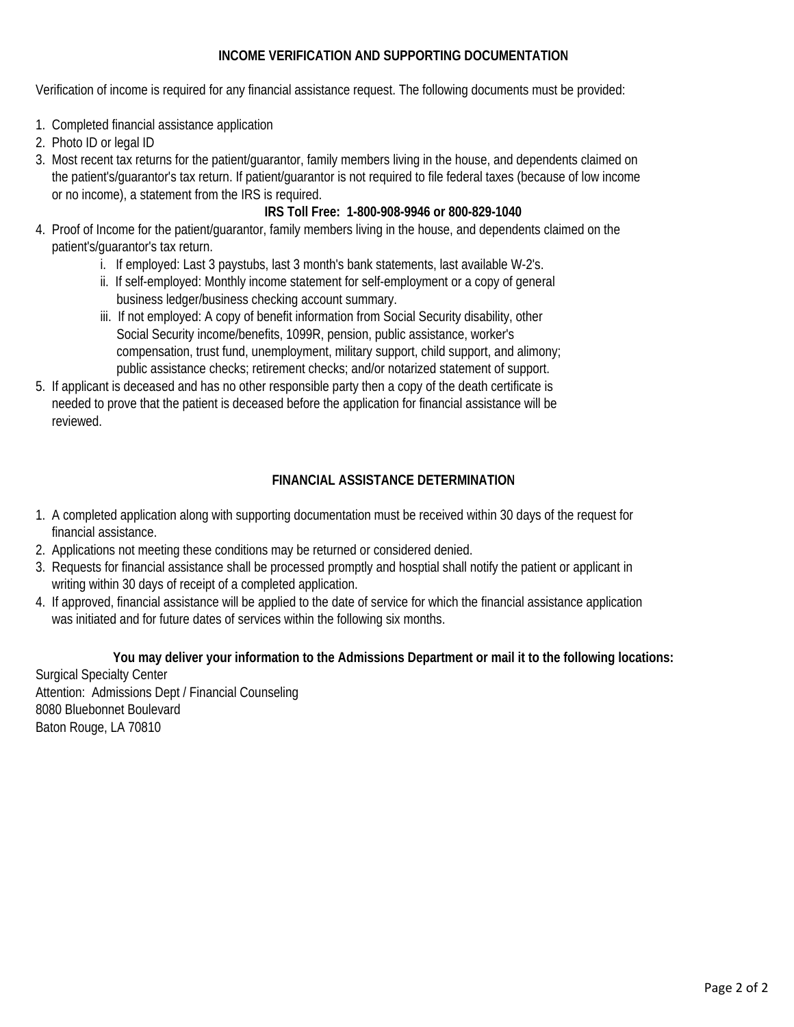## INCOME VERIFICATION AND SUPPORTING DOCUMENTATION

Verification of income is required for any financial assistance request. The following documents must be provided:

1. Completed financial assistance application
2. Photo ID or legal ID
3. Most recent tax returns for the patient/guarantor, family members living in the house, and dependents claimed on the patient's/guarantor's tax return. If patient/guarantor is not required to file federal taxes (because of low income or no income), a statement from the IRS is required.

   **IRS Toll Free: 1-800-908-9946 or 800-829-1040**

4. Proof of Income for the patient/guarantor, family members living in the house, and dependents claimed on the patient's/guarantor's tax return.
   - i. If employed: Last 3 paystubs, last 3 month's bank statements, last available W-2's.
   - ii. If self-employed: Monthly income statement for self-employment or a copy of general business ledger/business checking account summary.
   - iii. If not employed: A copy of benefit information from Social Security disability, other Social Security income/benefits, 1099R, pension, public assistance, worker's compensation, trust fund, unemployment, military support, child support, and alimony; public assistance checks; retirement checks; and/or notarized statement of support.
5. If applicant is deceased and has no other responsible party then a copy of the death certificate is needed to prove that the patient is deceased before the application for financial assistance will be reviewed.

## FINANCIAL ASSISTANCE DETERMINATION

1. A completed application along with supporting documentation must be received within 30 days of the request for financial assistance.
2. Applications not meeting these conditions may be returned or considered denied.
3. Requests for financial assistance shall be processed promptly and hosptial shall notify the patient or applicant in writing within 30 days of receipt of a completed application.
4. If approved, financial assistance will be applied to the date of service for which the financial assistance application was initiated and for future dates of services within the following six months.

**You may deliver your information to the Admissions Department or mail it to the following locations:**

Surgical Specialty Center
Attention: Admissions Dept / Financial Counseling
8080 Bluebonnet Boulevard
Baton Rouge, LA 70810